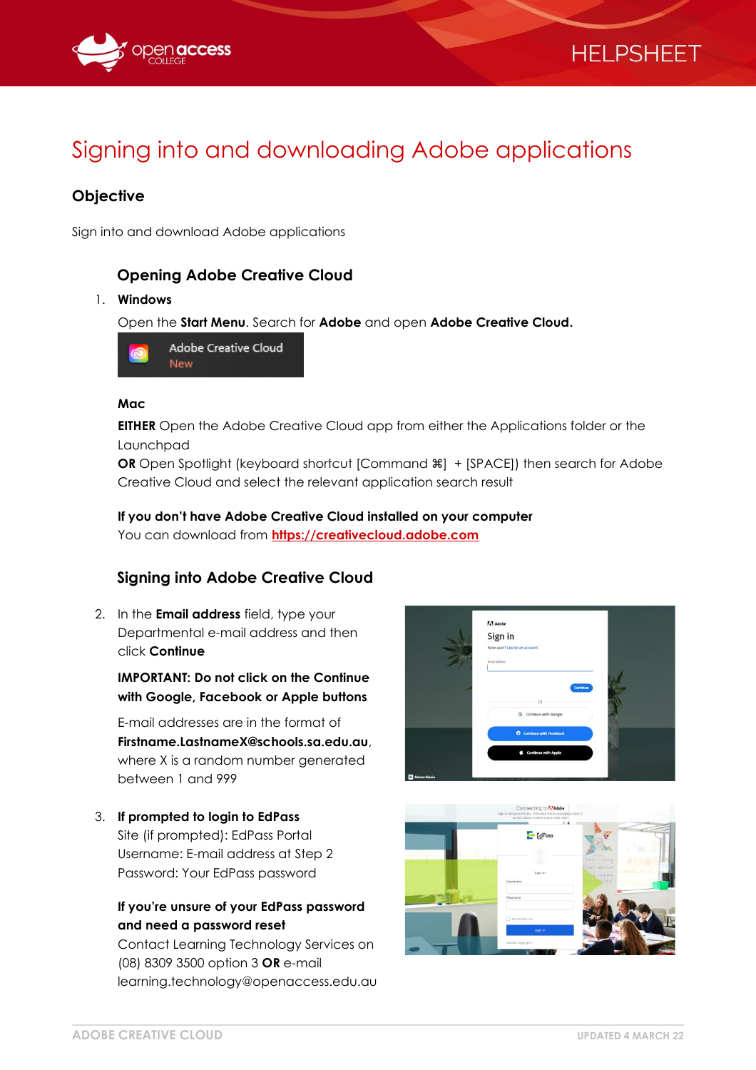# Signing into and downloading Adobe applications

## Objective

Sign into and download Adobe applications

### Opening Adobe Creative Cloud

1. **Windows**

   Open the **Start Menu**. Search for **Adobe** and open **Adobe Creative Cloud.**

   **Mac**

   **EITHER** Open the Adobe Creative Cloud app from either the Applications folder or the Launchpad
   **OR** Open Spotlight (keyboard shortcut [Command ⌘] + [SPACE]) then search for Adobe Creative Cloud and select the relevant application search result

   **If you don't have Adobe Creative Cloud installed on your computer**
   You can download from https://creativecloud.adobe.com

### Signing into Adobe Creative Cloud

2. In the **Email address** field, type your Departmental e-mail address and then click **Continue**

   **IMPORTANT: Do not click on the Continue with Google, Facebook or Apple buttons**

   E-mail addresses are in the format of **Firstname.LastnameX@schools.sa.edu.au**, where X is a random number generated between 1 and 999

3. **If prompted to login to EdPass**
   Site (if prompted): EdPass Portal
   Username: E-mail address at Step 2
   Password: Your EdPass password

   **If you're unsure of your EdPass password and need a password reset**
   Contact Learning Technology Services on (08) 8309 3500 option 3 **OR** e-mail learning.technology@openaccess.edu.au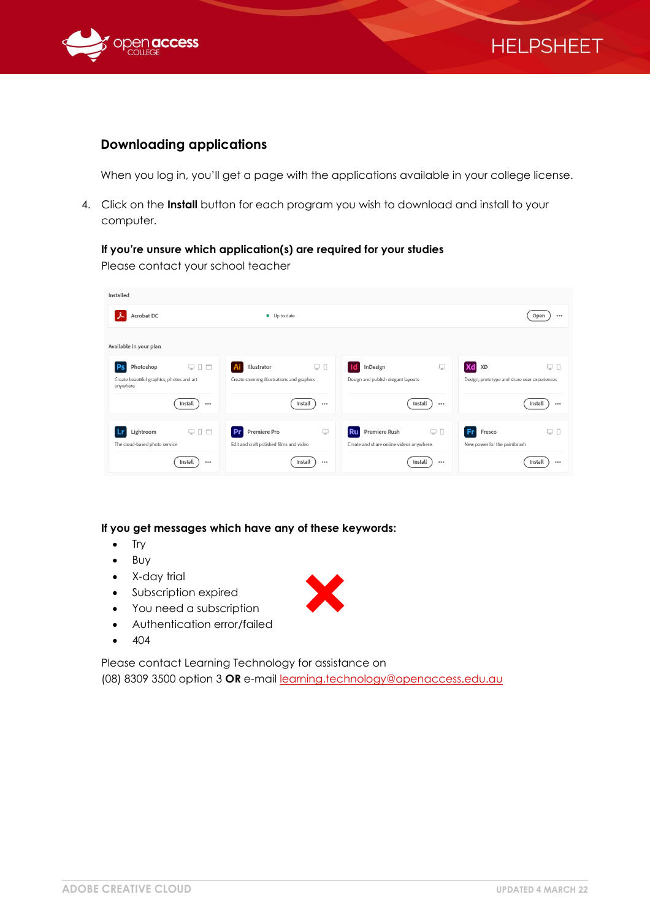## Downloading applications

When you log in, you'll get a page with the applications available in your college license.

4. Click on the **Install** button for each program you wish to download and install to your computer.

**If you're unsure which application(s) are required for your studies**
Please contact your school teacher

Installed

Acrobat DC — Up to date — Open

Available in your plan

- Photoshop — Create beautiful graphics, photos and art anywhere — Install
- Illustrator — Create stunning illustrations and graphics — Install
- InDesign — Design and publish elegant layouts — Install
- XD — Design, prototype and share user experiences — Install
- Lightroom — The cloud-based photo service — Install
- Premiere Pro — Edit and craft polished films and video — Install
- Premiere Rush — Create and share online videos anywhere. — Install
- Fresco — New power for the paintbrush — Install

**If you get messages which have any of these keywords:**

- Try
- Buy
- X-day trial
- Subscription expired
- You need a subscription
- Authentication error/failed
- 404

Please contact Learning Technology for assistance on
(08) 8309 3500 option 3 **OR** e-mail learning.technology@openaccess.edu.au